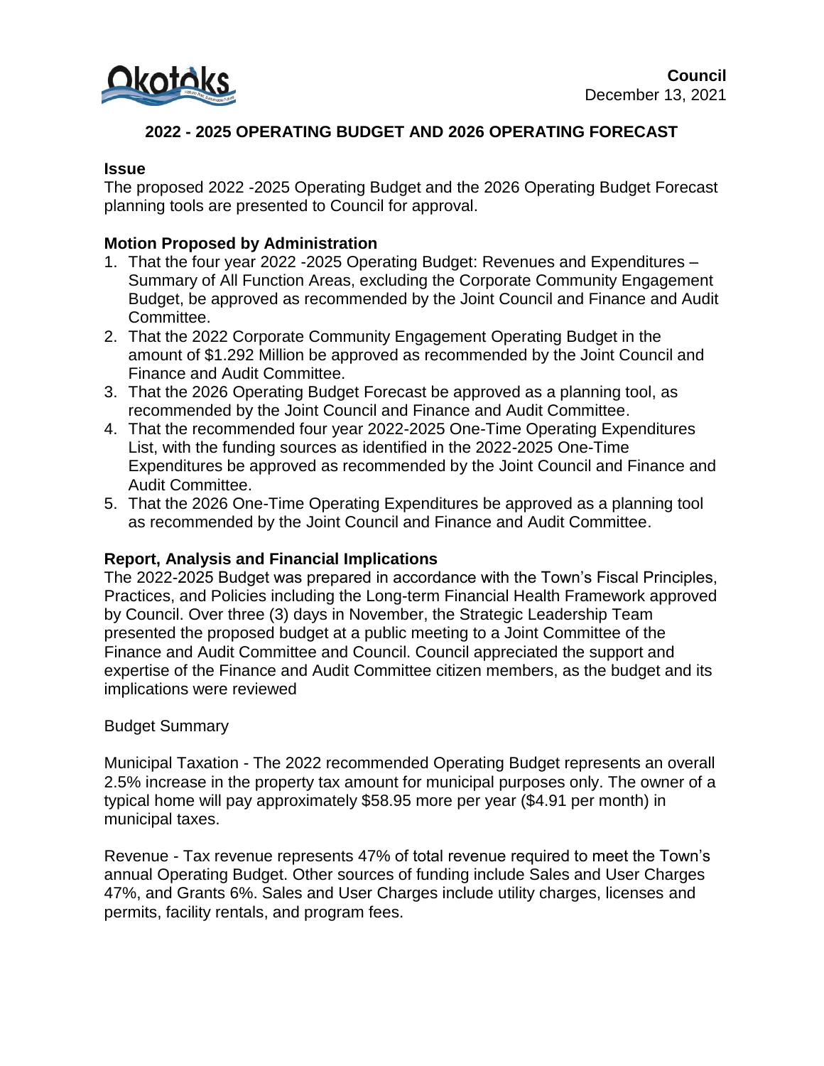**Council**
December 13, 2021

# 2022 - 2025 OPERATING BUDGET AND 2026 OPERATING FORECAST

## Issue

The proposed 2022 -2025 Operating Budget and the 2026 Operating Budget Forecast planning tools are presented to Council for approval.

## Motion Proposed by Administration

1. That the four year 2022 -2025 Operating Budget: Revenues and Expenditures – Summary of All Function Areas, excluding the Corporate Community Engagement Budget, be approved as recommended by the Joint Council and Finance and Audit Committee.
2. That the 2022 Corporate Community Engagement Operating Budget in the amount of $1.292 Million be approved as recommended by the Joint Council and Finance and Audit Committee.
3. That the 2026 Operating Budget Forecast be approved as a planning tool, as recommended by the Joint Council and Finance and Audit Committee.
4. That the recommended four year 2022-2025 One-Time Operating Expenditures List, with the funding sources as identified in the 2022-2025 One-Time Expenditures be approved as recommended by the Joint Council and Finance and Audit Committee.
5. That the 2026 One-Time Operating Expenditures be approved as a planning tool as recommended by the Joint Council and Finance and Audit Committee.

## Report, Analysis and Financial Implications

The 2022-2025 Budget was prepared in accordance with the Town's Fiscal Principles, Practices, and Policies including the Long-term Financial Health Framework approved by Council. Over three (3) days in November, the Strategic Leadership Team presented the proposed budget at a public meeting to a Joint Committee of the Finance and Audit Committee and Council. Council appreciated the support and expertise of the Finance and Audit Committee citizen members, as the budget and its implications were reviewed

Budget Summary

Municipal Taxation - The 2022 recommended Operating Budget represents an overall 2.5% increase in the property tax amount for municipal purposes only. The owner of a typical home will pay approximately $58.95 more per year ($4.91 per month) in municipal taxes.

Revenue - Tax revenue represents 47% of total revenue required to meet the Town's annual Operating Budget. Other sources of funding include Sales and User Charges 47%, and Grants 6%. Sales and User Charges include utility charges, licenses and permits, facility rentals, and program fees.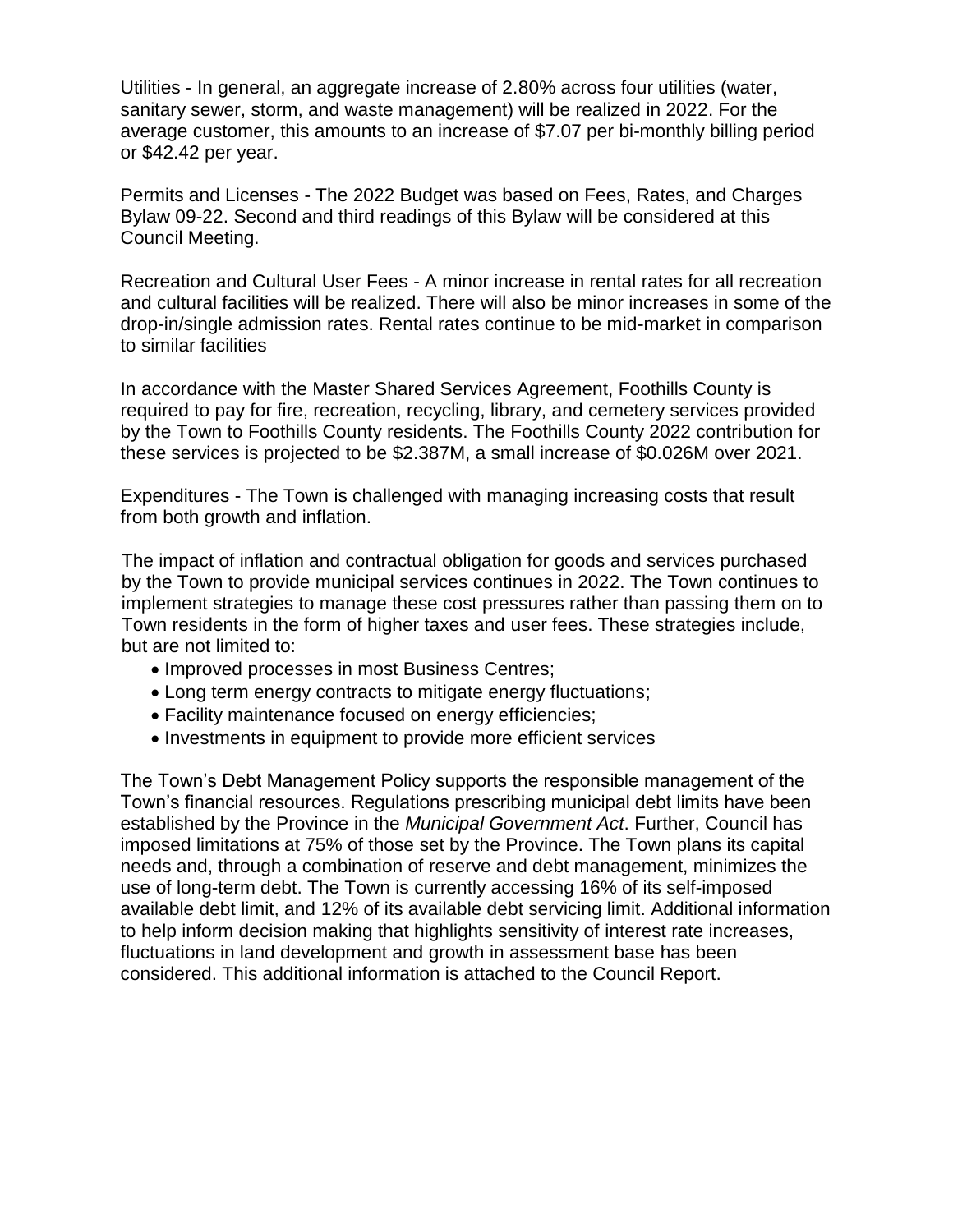Utilities - In general, an aggregate increase of 2.80% across four utilities (water, sanitary sewer, storm, and waste management) will be realized in 2022. For the average customer, this amounts to an increase of $7.07 per bi-monthly billing period or $42.42 per year.

Permits and Licenses - The 2022 Budget was based on Fees, Rates, and Charges Bylaw 09-22. Second and third readings of this Bylaw will be considered at this Council Meeting.

Recreation and Cultural User Fees - A minor increase in rental rates for all recreation and cultural facilities will be realized. There will also be minor increases in some of the drop-in/single admission rates. Rental rates continue to be mid-market in comparison to similar facilities

In accordance with the Master Shared Services Agreement, Foothills County is required to pay for fire, recreation, recycling, library, and cemetery services provided by the Town to Foothills County residents. The Foothills County 2022 contribution for these services is projected to be $2.387M, a small increase of $0.026M over 2021.

Expenditures - The Town is challenged with managing increasing costs that result from both growth and inflation.

The impact of inflation and contractual obligation for goods and services purchased by the Town to provide municipal services continues in 2022. The Town continues to implement strategies to manage these cost pressures rather than passing them on to Town residents in the form of higher taxes and user fees. These strategies include, but are not limited to:

- Improved processes in most Business Centres;
- Long term energy contracts to mitigate energy fluctuations;
- Facility maintenance focused on energy efficiencies;
- Investments in equipment to provide more efficient services

The Town's Debt Management Policy supports the responsible management of the Town's financial resources. Regulations prescribing municipal debt limits have been established by the Province in the *Municipal Government Act*. Further, Council has imposed limitations at 75% of those set by the Province. The Town plans its capital needs and, through a combination of reserve and debt management, minimizes the use of long-term debt. The Town is currently accessing 16% of its self-imposed available debt limit, and 12% of its available debt servicing limit. Additional information to help inform decision making that highlights sensitivity of interest rate increases, fluctuations in land development and growth in assessment base has been considered. This additional information is attached to the Council Report.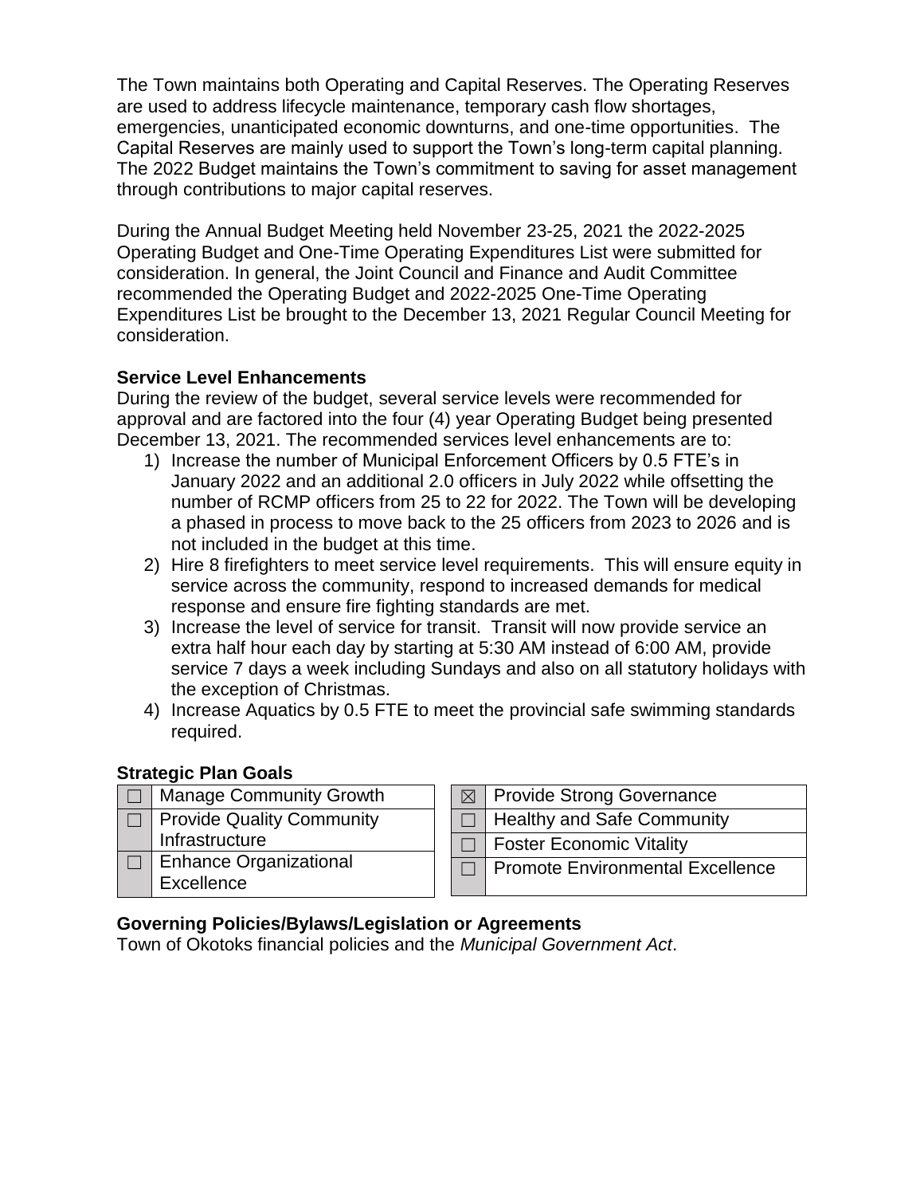The Town maintains both Operating and Capital Reserves. The Operating Reserves are used to address lifecycle maintenance, temporary cash flow shortages, emergencies, unanticipated economic downturns, and one-time opportunities. The Capital Reserves are mainly used to support the Town's long-term capital planning. The 2022 Budget maintains the Town's commitment to saving for asset management through contributions to major capital reserves.

During the Annual Budget Meeting held November 23-25, 2021 the 2022-2025 Operating Budget and One-Time Operating Expenditures List were submitted for consideration. In general, the Joint Council and Finance and Audit Committee recommended the Operating Budget and 2022-2025 One-Time Operating Expenditures List be brought to the December 13, 2021 Regular Council Meeting for consideration.

**Service Level Enhancements**

During the review of the budget, several service levels were recommended for approval and are factored into the four (4) year Operating Budget being presented December 13, 2021. The recommended services level enhancements are to:

1) Increase the number of Municipal Enforcement Officers by 0.5 FTE's in January 2022 and an additional 2.0 officers in July 2022 while offsetting the number of RCMP officers from 25 to 22 for 2022. The Town will be developing a phased in process to move back to the 25 officers from 2023 to 2026 and is not included in the budget at this time.
2) Hire 8 firefighters to meet service level requirements. This will ensure equity in service across the community, respond to increased demands for medical response and ensure fire fighting standards are met.
3) Increase the level of service for transit. Transit will now provide service an extra half hour each day by starting at 5:30 AM instead of 6:00 AM, provide service 7 days a week including Sundays and also on all statutory holidays with the exception of Christmas.
4) Increase Aquatics by 0.5 FTE to meet the provincial safe swimming standards required.

**Strategic Plan Goals**

| | | | |
|---|---|---|---|
| ☐ | Manage Community Growth | ☒ | Provide Strong Governance |
| ☐ | Provide Quality Community Infrastructure | ☐ | Healthy and Safe Community |
| ☐ | Enhance Organizational Excellence | ☐ | Foster Economic Vitality |
| | | ☐ | Promote Environmental Excellence |

**Governing Policies/Bylaws/Legislation or Agreements**

Town of Okotoks financial policies and the *Municipal Government Act*.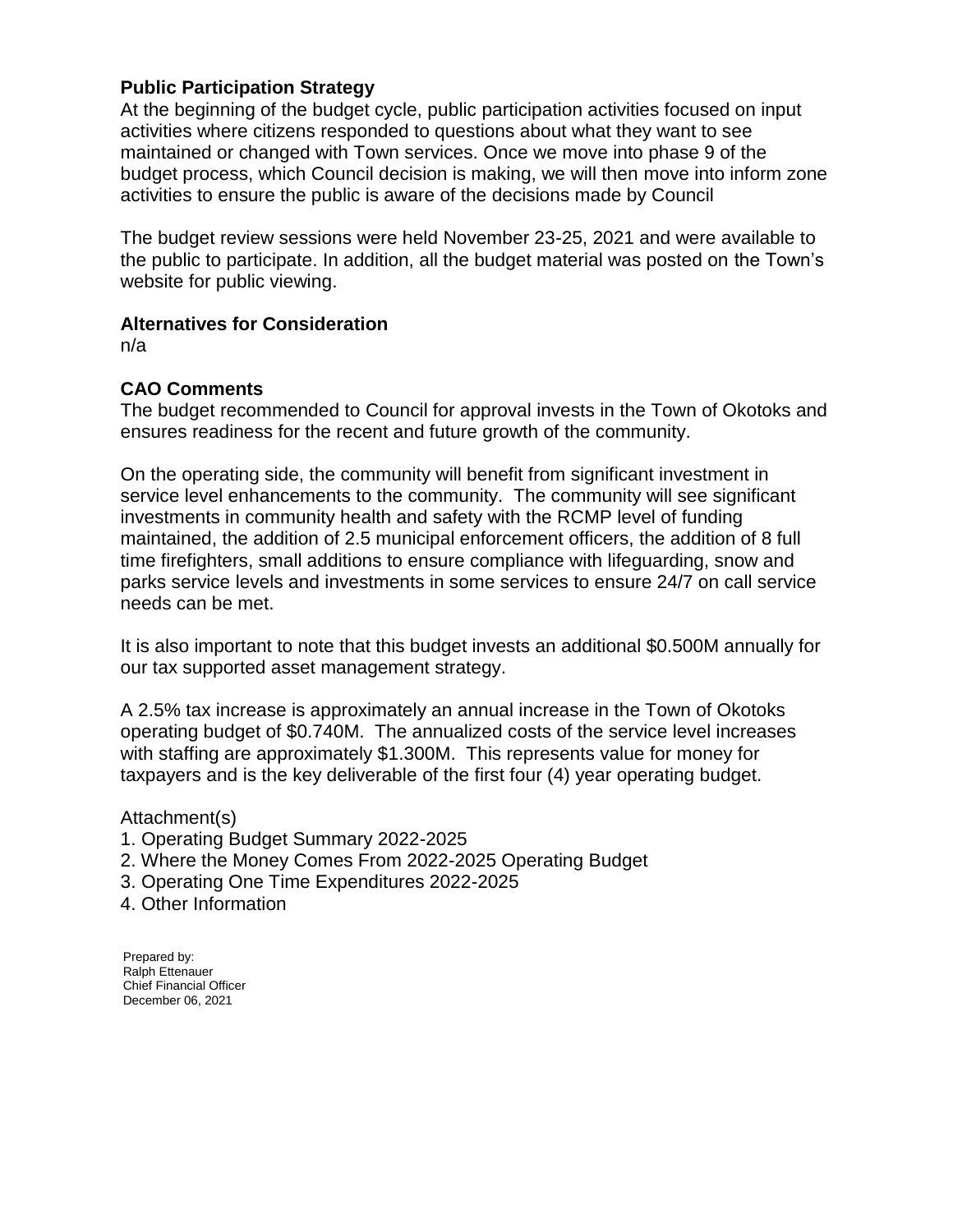**Public Participation Strategy**

At the beginning of the budget cycle, public participation activities focused on input activities where citizens responded to questions about what they want to see maintained or changed with Town services. Once we move into phase 9 of the budget process, which Council decision is making, we will then move into inform zone activities to ensure the public is aware of the decisions made by Council

The budget review sessions were held November 23-25, 2021 and were available to the public to participate. In addition, all the budget material was posted on the Town's website for public viewing.

**Alternatives for Consideration**

n/a

**CAO Comments**

The budget recommended to Council for approval invests in the Town of Okotoks and ensures readiness for the recent and future growth of the community.

On the operating side, the community will benefit from significant investment in service level enhancements to the community. The community will see significant investments in community health and safety with the RCMP level of funding maintained, the addition of 2.5 municipal enforcement officers, the addition of 8 full time firefighters, small additions to ensure compliance with lifeguarding, snow and parks service levels and investments in some services to ensure 24/7 on call service needs can be met.

It is also important to note that this budget invests an additional $0.500M annually for our tax supported asset management strategy.

A 2.5% tax increase is approximately an annual increase in the Town of Okotoks operating budget of $0.740M. The annualized costs of the service level increases with staffing are approximately $1.300M. This represents value for money for taxpayers and is the key deliverable of the first four (4) year operating budget.

Attachment(s)

1. Operating Budget Summary 2022-2025
2. Where the Money Comes From 2022-2025 Operating Budget
3. Operating One Time Expenditures 2022-2025
4. Other Information

Prepared by:
Ralph Ettenauer
Chief Financial Officer
December 06, 2021